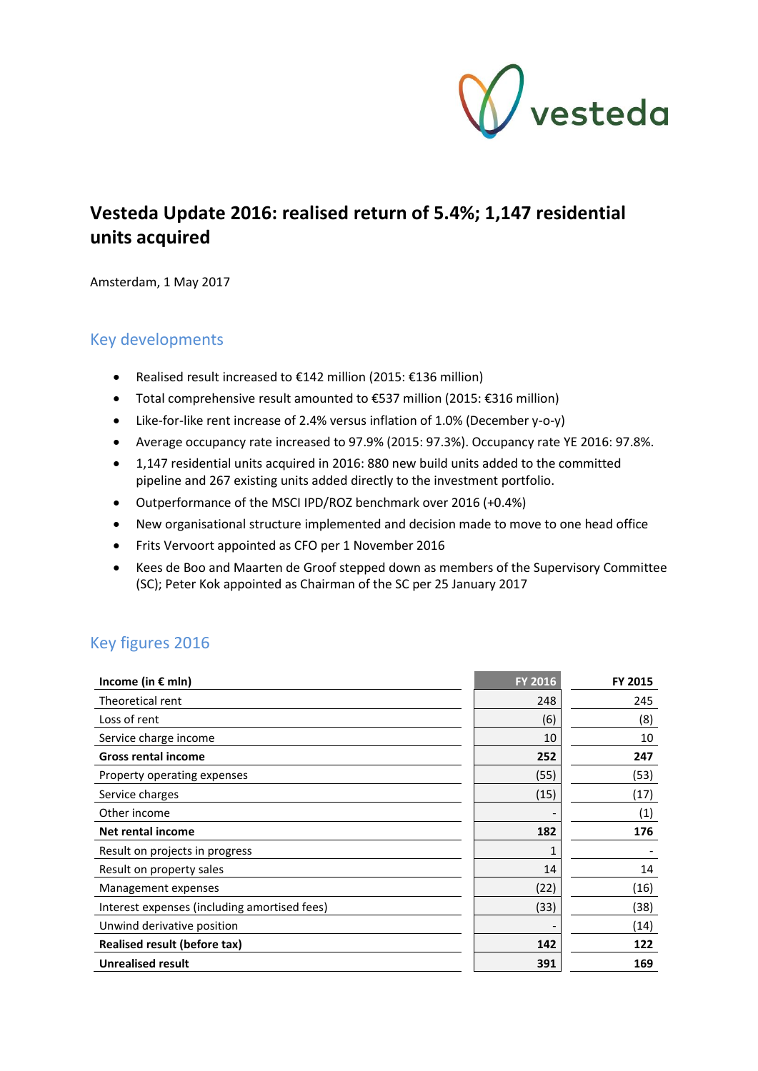# Vesteda Update 2016: realised return of 5.4%; 1,147 residential units acquired

Amsterdam, 1 May 2017

## Key developments

- Realised result increased to €142 million (2015: €136 million)
- Total comprehensive result amounted to €537 million (2015: €316 million)
- Like-for-like rent increase of 2.4% versus inflation of 1.0% (December y-o-y)
- Average occupancy rate increased to 97.9% (2015: 97.3%). Occupancy rate YE 2016: 97.8%.
- 1,147 residential units acquired in 2016: 880 new build units added to the committed pipeline and 267 existing units added directly to the investment portfolio.
- Outperformance of the MSCI IPD/ROZ benchmark over 2016 (+0.4%)
- New organisational structure implemented and decision made to move to one head office
- Frits Vervoort appointed as CFO per 1 November 2016
- Kees de Boo and Maarten de Groof stepped down as members of the Supervisory Committee (SC); Peter Kok appointed as Chairman of the SC per 25 January 2017

## Key figures 2016

| **Income (in € mln)** | **FY 2016** | **FY 2015** |
|---|---|---|
| Theoretical rent | 248 | 245 |
| Loss of rent | (6) | (8) |
| Service charge income | 10 | 10 |
| **Gross rental income** | **252** | **247** |
| Property operating expenses | (55) | (53) |
| Service charges | (15) | (17) |
| Other income | - | (1) |
| **Net rental income** | **182** | **176** |
| Result on projects in progress | 1 | - |
| Result on property sales | 14 | 14 |
| Management expenses | (22) | (16) |
| Interest expenses (including amortised fees) | (33) | (38) |
| Unwind derivative position | - | (14) |
| **Realised result (before tax)** | **142** | **122** |
| **Unrealised result** | **391** | **169** |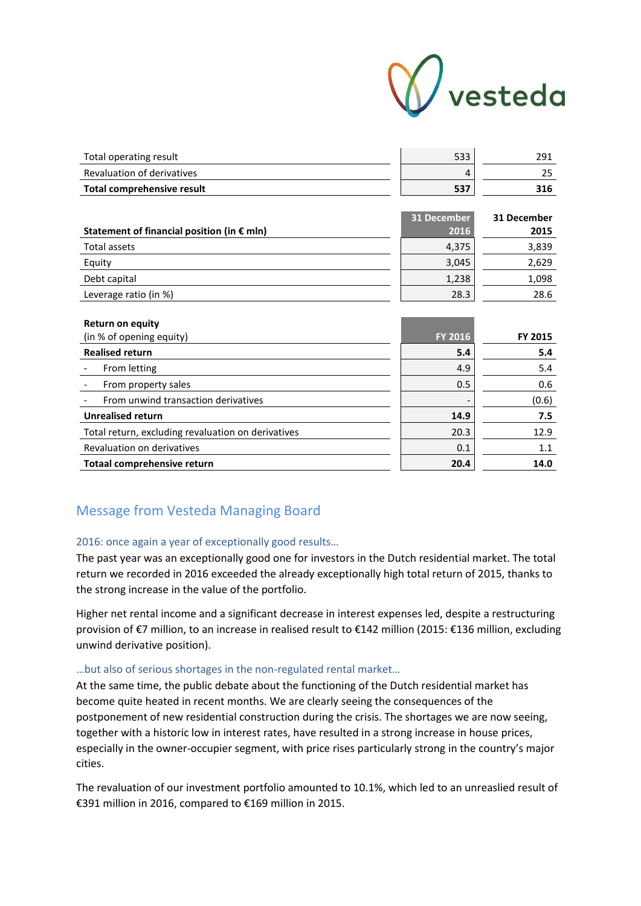| | | |
|---|---:|---:|
| Total operating result | 533 | 291 |
| Revaluation of derivatives | 4 | 25 |
| **Total comprehensive result** | **537** | **316** |

| **Statement of financial position (in € mln)** | **31 December 2016** | **31 December 2015** |
|---|---:|---:|
| Total assets | 4,375 | 3,839 |
| Equity | 3,045 | 2,629 |
| Debt capital | 1,238 | 1,098 |
| Leverage ratio (in %) | 28.3 | 28.6 |

| **Return on equity** (in % of opening equity) | **FY 2016** | **FY 2015** |
|---|---:|---:|
| **Realised return** | **5.4** | **5.4** |
| - From letting | 4.9 | 5.4 |
| - From property sales | 0.5 | 0.6 |
| - From unwind transaction derivatives | - | (0.6) |
| **Unrealised return** | **14.9** | **7.5** |
| Total return, excluding revaluation on derivatives | 20.3 | 12.9 |
| Revaluation on derivatives | 0.1 | 1.1 |
| **Totaal comprehensive return** | **20.4** | **14.0** |

## Message from Vesteda Managing Board

### 2016: once again a year of exceptionally good results…

The past year was an exceptionally good one for investors in the Dutch residential market. The total return we recorded in 2016 exceeded the already exceptionally high total return of 2015, thanks to the strong increase in the value of the portfolio.

Higher net rental income and a significant decrease in interest expenses led, despite a restructuring provision of €7 million, to an increase in realised result to €142 million (2015: €136 million, excluding unwind derivative position).

### …but also of serious shortages in the non-regulated rental market…

At the same time, the public debate about the functioning of the Dutch residential market has become quite heated in recent months. We are clearly seeing the consequences of the postponement of new residential construction during the crisis. The shortages we are now seeing, together with a historic low in interest rates, have resulted in a strong increase in house prices, especially in the owner-occupier segment, with price rises particularly strong in the country's major cities.

The revaluation of our investment portfolio amounted to 10.1%, which led to an unreaslied result of €391 million in 2016, compared to €169 million in 2015.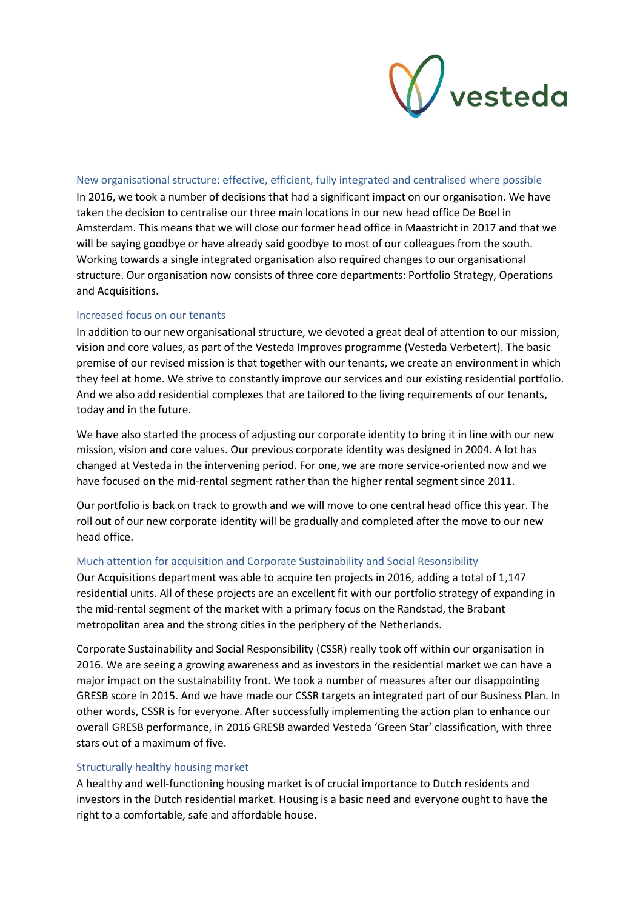## New organisational structure: effective, efficient, fully integrated and centralised where possible

In 2016, we took a number of decisions that had a significant impact on our organisation. We have taken the decision to centralise our three main locations in our new head office De Boel in Amsterdam. This means that we will close our former head office in Maastricht in 2017 and that we will be saying goodbye or have already said goodbye to most of our colleagues from the south. Working towards a single integrated organisation also required changes to our organisational structure. Our organisation now consists of three core departments: Portfolio Strategy, Operations and Acquisitions.

## Increased focus on our tenants

In addition to our new organisational structure, we devoted a great deal of attention to our mission, vision and core values, as part of the Vesteda Improves programme (Vesteda Verbetert). The basic premise of our revised mission is that together with our tenants, we create an environment in which they feel at home. We strive to constantly improve our services and our existing residential portfolio. And we also add residential complexes that are tailored to the living requirements of our tenants, today and in the future.

We have also started the process of adjusting our corporate identity to bring it in line with our new mission, vision and core values. Our previous corporate identity was designed in 2004. A lot has changed at Vesteda in the intervening period. For one, we are more service-oriented now and we have focused on the mid-rental segment rather than the higher rental segment since 2011.

Our portfolio is back on track to growth and we will move to one central head office this year. The roll out of our new corporate identity will be gradually and completed after the move to our new head office.

## Much attention for acquisition and Corporate Sustainability and Social Resonsibility

Our Acquisitions department was able to acquire ten projects in 2016, adding a total of 1,147 residential units. All of these projects are an excellent fit with our portfolio strategy of expanding in the mid-rental segment of the market with a primary focus on the Randstad, the Brabant metropolitan area and the strong cities in the periphery of the Netherlands.

Corporate Sustainability and Social Responsibility (CSSR) really took off within our organisation in 2016. We are seeing a growing awareness and as investors in the residential market we can have a major impact on the sustainability front. We took a number of measures after our disappointing GRESB score in 2015. And we have made our CSSR targets an integrated part of our Business Plan. In other words, CSSR is for everyone. After successfully implementing the action plan to enhance our overall GRESB performance, in 2016 GRESB awarded Vesteda 'Green Star' classification, with three stars out of a maximum of five.

## Structurally healthy housing market

A healthy and well-functioning housing market is of crucial importance to Dutch residents and investors in the Dutch residential market. Housing is a basic need and everyone ought to have the right to a comfortable, safe and affordable house.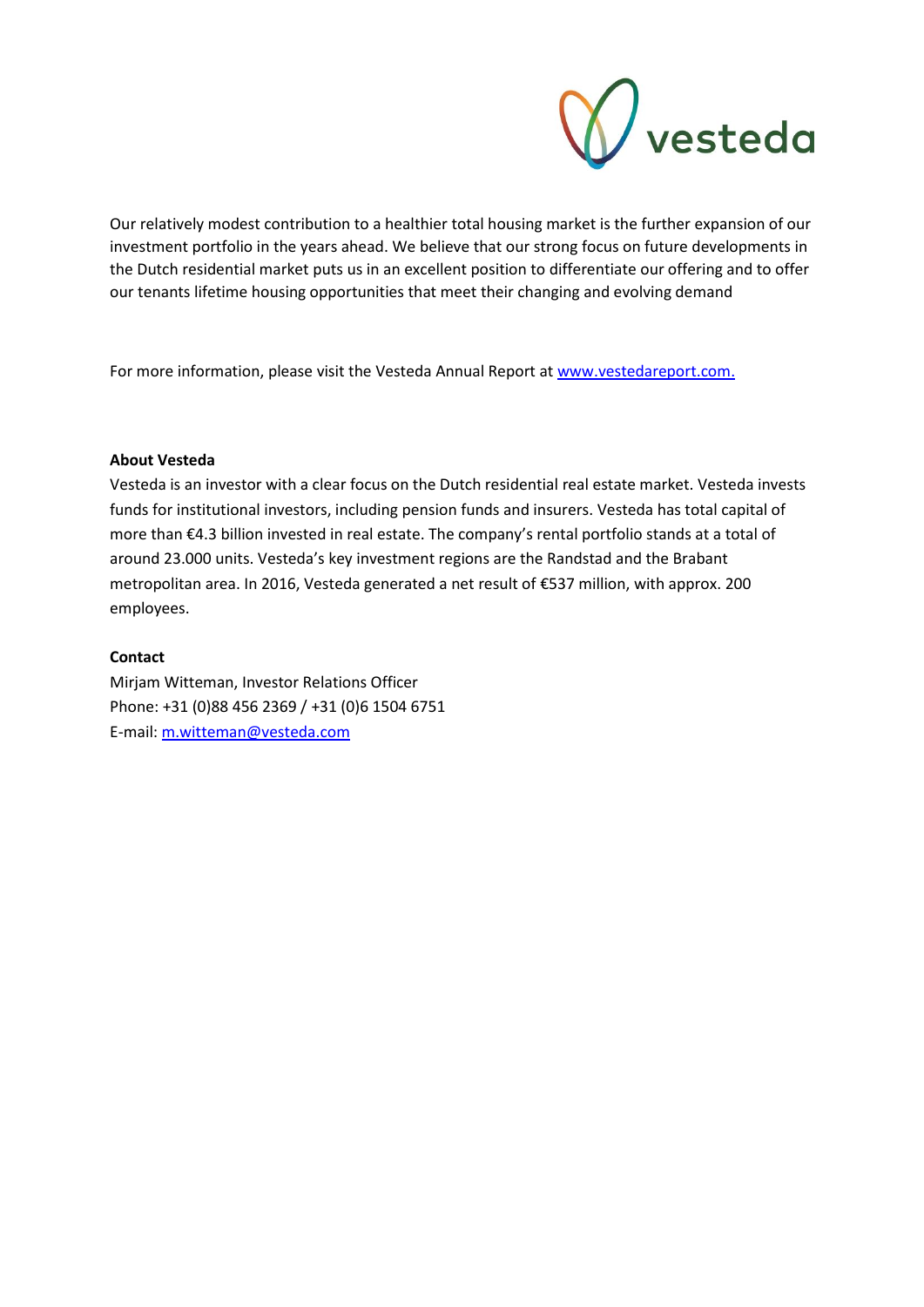Our relatively modest contribution to a healthier total housing market is the further expansion of our investment portfolio in the years ahead. We believe that our strong focus on future developments in the Dutch residential market puts us in an excellent position to differentiate our offering and to offer our tenants lifetime housing opportunities that meet their changing and evolving demand

For more information, please visit the Vesteda Annual Report at www.vestedareport.com.

**About Vesteda**

Vesteda is an investor with a clear focus on the Dutch residential real estate market. Vesteda invests funds for institutional investors, including pension funds and insurers. Vesteda has total capital of more than €4.3 billion invested in real estate. The company's rental portfolio stands at a total of around 23.000 units. Vesteda's key investment regions are the Randstad and the Brabant metropolitan area. In 2016, Vesteda generated a net result of €537 million, with approx. 200 employees.

**Contact**

Mirjam Witteman, Investor Relations Officer
Phone: +31 (0)88 456 2369 / +31 (0)6 1504 6751
E-mail: m.witteman@vesteda.com